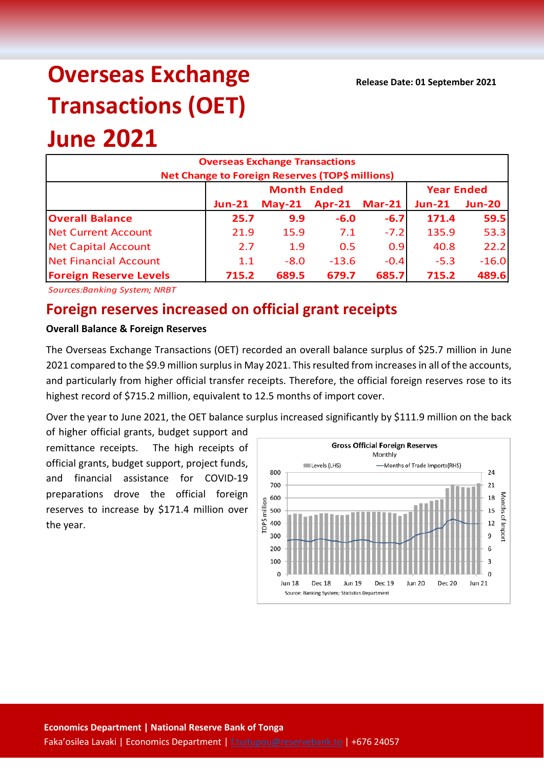# Overseas Exchange Transactions (OET) June 2021

**Release Date: 01 September 2021**

| Overseas Exchange Transactions Net Change to Foreign Reserves (TOP$ millions) | | | | | | |
|---|---|---|---|---|---|---|
| | Month Ended | | | | Year Ended | |
| | Jun-21 | May-21 | Apr-21 | Mar-21 | Jun-21 | Jun-20 |
| **Overall Balance** | **25.7** | **9.9** | **-6.0** | **-6.7** | **171.4** | **59.5** |
| Net Current Account | 21.9 | 15.9 | 7.1 | -7.2 | 135.9 | 53.3 |
| Net Capital Account | 2.7 | 1.9 | 0.5 | 0.9 | 40.8 | 22.2 |
| Net Financial Account | 1.1 | -8.0 | -13.6 | -0.4 | -5.3 | -16.0 |
| **Foreign Reserve Levels** | **715.2** | **689.5** | **679.7** | **685.7** | **715.2** | **489.6** |

*Sources:Banking System; NRBT*

## Foreign reserves increased on official grant receipts

**Overall Balance & Foreign Reserves**

The Overseas Exchange Transactions (OET) recorded an overall balance surplus of $25.7 million in June 2021 compared to the $9.9 million surplus in May 2021. This resulted from increases in all of the accounts, and particularly from higher official transfer receipts. Therefore, the official foreign reserves rose to its highest record of $715.2 million, equivalent to 12.5 months of import cover.

Over the year to June 2021, the OET balance surplus increased significantly by $111.9 million on the back of higher official grants, budget support and remittance receipts. The high receipts of official grants, budget support, project funds, and financial assistance for COVID-19 preparations drove the official foreign reserves to increase by $171.4 million over the year.

**Gross Official Foreign Reserves**
Monthly

Levels (LHS) — Months of Trade Imports(RHS)

Source: Banking System; Statistics Department

**Economics Department | National Reserve Bank of Tonga**
Faka'osilea Lavaki | Economics Department | f.tuitupou@reservebank.to | +676 24057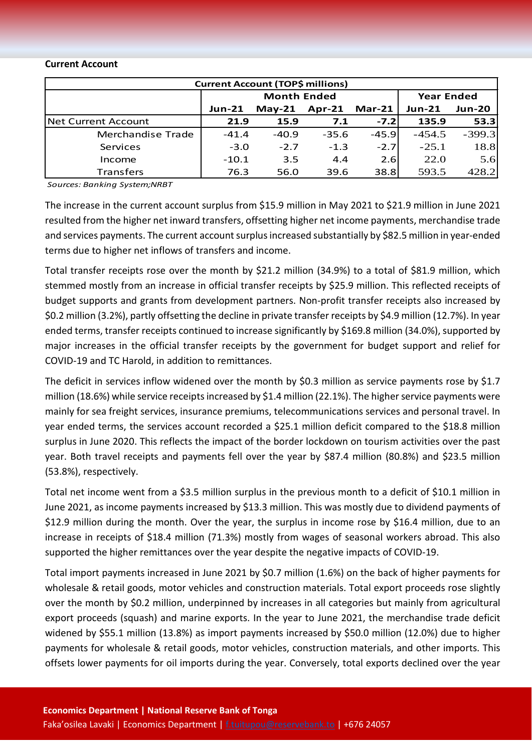**Current Account**

| Current Account (TOP$ millions) | | | | | | |
|---|---|---|---|---|---|---|
| | Month Ended | | | | Year Ended | |
| | Jun-21 | May-21 | Apr-21 | Mar-21 | Jun-21 | Jun-20 |
| Net Current Account | **21.9** | **15.9** | **7.1** | **-7.2** | **135.9** | **53.3** |
| Merchandise Trade | -41.4 | -40.9 | -35.6 | -45.9 | -454.5 | -399.3 |
| Services | -3.0 | -2.7 | -1.3 | -2.7 | -25.1 | 18.8 |
| Income | -10.1 | 3.5 | 4.4 | 2.6 | 22.0 | 5.6 |
| Transfers | 76.3 | 56.0 | 39.6 | 38.8 | 593.5 | 428.2 |

*Sources: Banking System;NRBT*

The increase in the current account surplus from $15.9 million in May 2021 to $21.9 million in June 2021 resulted from the higher net inward transfers, offsetting higher net income payments, merchandise trade and services payments. The current account surplus increased substantially by $82.5 million in year-ended terms due to higher net inflows of transfers and income.

Total transfer receipts rose over the month by $21.2 million (34.9%) to a total of $81.9 million, which stemmed mostly from an increase in official transfer receipts by $25.9 million. This reflected receipts of budget supports and grants from development partners. Non-profit transfer receipts also increased by $0.2 million (3.2%), partly offsetting the decline in private transfer receipts by $4.9 million (12.7%). In year ended terms, transfer receipts continued to increase significantly by $169.8 million (34.0%), supported by major increases in the official transfer receipts by the government for budget support and relief for COVID-19 and TC Harold, in addition to remittances.

The deficit in services inflow widened over the month by $0.3 million as service payments rose by $1.7 million (18.6%) while service receipts increased by $1.4 million (22.1%). The higher service payments were mainly for sea freight services, insurance premiums, telecommunications services and personal travel. In year ended terms, the services account recorded a $25.1 million deficit compared to the $18.8 million surplus in June 2020. This reflects the impact of the border lockdown on tourism activities over the past year. Both travel receipts and payments fell over the year by $87.4 million (80.8%) and $23.5 million (53.8%), respectively.

Total net income went from a $3.5 million surplus in the previous month to a deficit of $10.1 million in June 2021, as income payments increased by $13.3 million. This was mostly due to dividend payments of $12.9 million during the month. Over the year, the surplus in income rose by $16.4 million, due to an increase in receipts of $18.4 million (71.3%) mostly from wages of seasonal workers abroad. This also supported the higher remittances over the year despite the negative impacts of COVID-19.

Total import payments increased in June 2021 by $0.7 million (1.6%) on the back of higher payments for wholesale & retail goods, motor vehicles and construction materials. Total export proceeds rose slightly over the month by $0.2 million, underpinned by increases in all categories but mainly from agricultural export proceeds (squash) and marine exports. In the year to June 2021, the merchandise trade deficit widened by $55.1 million (13.8%) as import payments increased by $50.0 million (12.0%) due to higher payments for wholesale & retail goods, motor vehicles, construction materials, and other imports. This offsets lower payments for oil imports during the year. Conversely, total exports declined over the year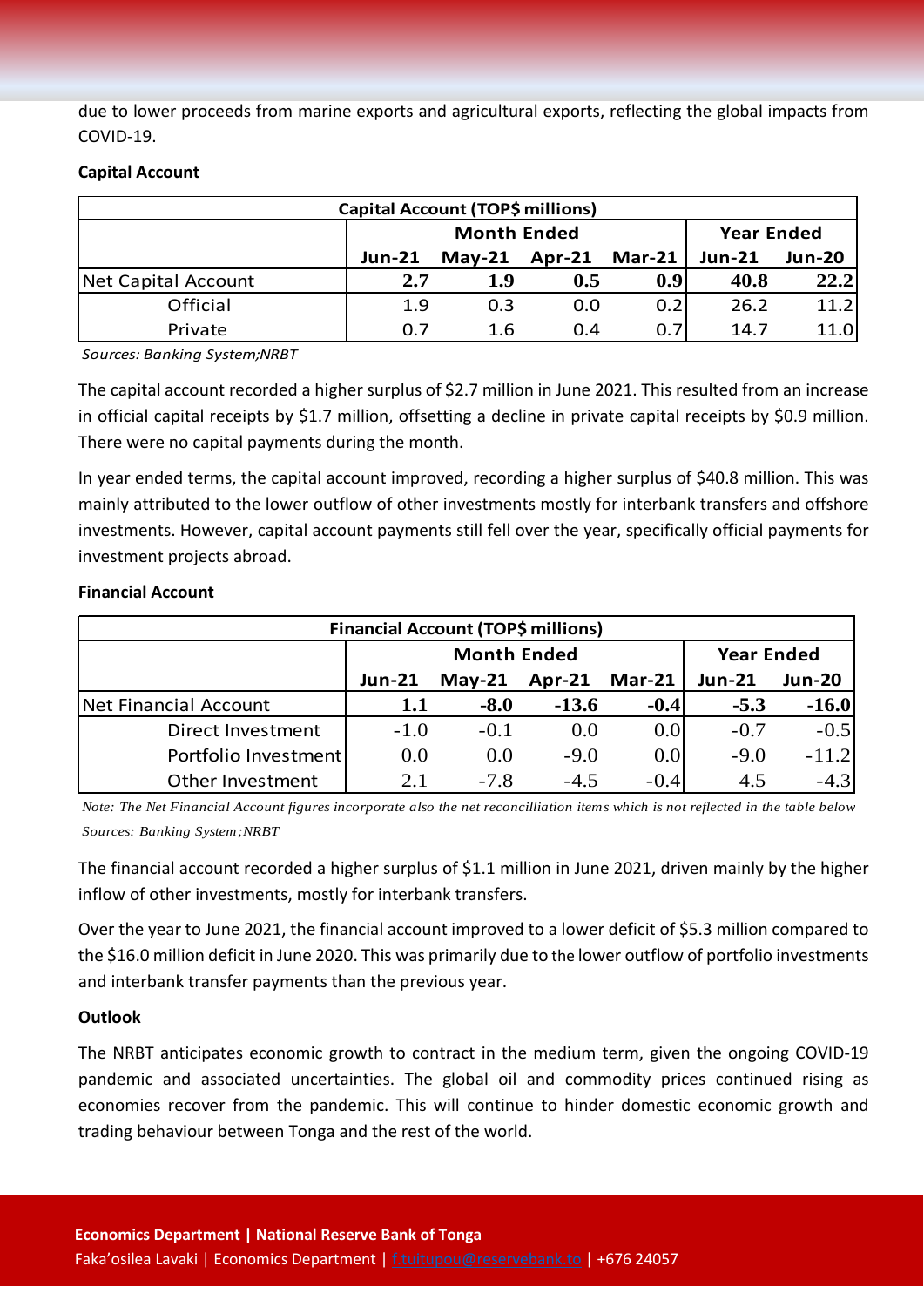due to lower proceeds from marine exports and agricultural exports, reflecting the global impacts from COVID-19.

**Capital Account**

| Capital Account (TOP$ millions) | | | | | | |
|---|---|---|---|---|---|---|
| | Month Ended | | | | Year Ended | |
| | Jun-21 | May-21 | Apr-21 | Mar-21 | Jun-21 | Jun-20 |
| Net Capital Account | **2.7** | **1.9** | **0.5** | **0.9** | **40.8** | **22.2** |
| Official | 1.9 | 0.3 | 0.0 | 0.2 | 26.2 | 11.2 |
| Private | 0.7 | 1.6 | 0.4 | 0.7 | 14.7 | 11.0 |

*Sources: Banking System;NRBT*

The capital account recorded a higher surplus of $2.7 million in June 2021. This resulted from an increase in official capital receipts by $1.7 million, offsetting a decline in private capital receipts by $0.9 million. There were no capital payments during the month.

In year ended terms, the capital account improved, recording a higher surplus of $40.8 million. This was mainly attributed to the lower outflow of other investments mostly for interbank transfers and offshore investments. However, capital account payments still fell over the year, specifically official payments for investment projects abroad.

**Financial Account**

| Financial Account (TOP$ millions) | | | | | | |
|---|---|---|---|---|---|---|
| | Month Ended | | | | Year Ended | |
| | Jun-21 | May-21 | Apr-21 | Mar-21 | Jun-21 | Jun-20 |
| Net Financial Account | **1.1** | **-8.0** | **-13.6** | **-0.4** | **-5.3** | **-16.0** |
| Direct Investment | -1.0 | -0.1 | 0.0 | 0.0 | -0.7 | -0.5 |
| Portfolio Investment | 0.0 | 0.0 | -9.0 | 0.0 | -9.0 | -11.2 |
| Other Investment | 2.1 | -7.8 | -4.5 | -0.4 | 4.5 | -4.3 |

*Note: The Net Financial Account figures incorporate also the net reconcilliation items which is not reflected in the table below*

*Sources: Banking System;NRBT*

The financial account recorded a higher surplus of $1.1 million in June 2021, driven mainly by the higher inflow of other investments, mostly for interbank transfers.

Over the year to June 2021, the financial account improved to a lower deficit of $5.3 million compared to the $16.0 million deficit in June 2020. This was primarily due to the lower outflow of portfolio investments and interbank transfer payments than the previous year.

**Outlook**

The NRBT anticipates economic growth to contract in the medium term, given the ongoing COVID-19 pandemic and associated uncertainties. The global oil and commodity prices continued rising as economies recover from the pandemic. This will continue to hinder domestic economic growth and trading behaviour between Tonga and the rest of the world.

**Economics Department | National Reserve Bank of Tonga**

Faka'osilea Lavaki | Economics Department | f.tuitupou@reservebank.to | +676 24057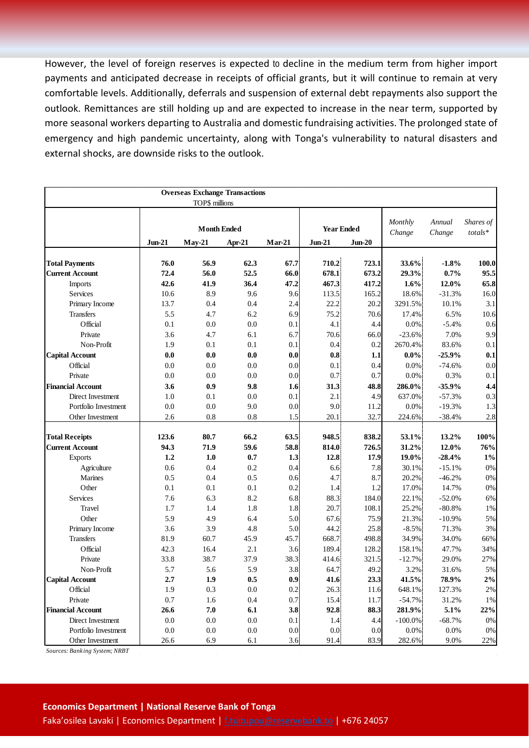However, the level of foreign reserves is expected to decline in the medium term from higher import payments and anticipated decrease in receipts of official grants, but it will continue to remain at very comfortable levels. Additionally, deferrals and suspension of external debt repayments also support the outlook. Remittances are still holding up and are expected to increase in the near term, supported by more seasonal workers departing to Australia and domestic fundraising activities. The prolonged state of emergency and high pandemic uncertainty, along with Tonga's vulnerability to natural disasters and external shocks, are downside risks to the outlook.

**Overseas Exchange Transactions**
TOP$ millions

| | Month Ended | | | | Year Ended | | *Monthly Change* | *Annual Change* | *Shares of totals** |
|---|---|---|---|---|---|---|---|---|---|
| | **Jun-21** | **May-21** | **Apr-21** | **Mar-21** | **Jun-21** | **Jun-20** | | | |
| **Total Payments** | **76.0** | **56.9** | **62.3** | **67.7** | **710.2** | **723.1** | **33.6%** | **-1.8%** | **100.0** |
| **Current Account** | **72.4** | **56.0** | **52.5** | **66.0** | **678.1** | **673.2** | **29.3%** | **0.7%** | **95.5** |
| Imports | **42.6** | **41.9** | **36.4** | **47.2** | **467.3** | **417.2** | **1.6%** | **12.0%** | **65.8** |
| Services | 10.6 | 8.9 | 9.6 | 9.6 | 113.5 | 165.2 | 18.6% | -31.3% | 16.0 |
| Primary Income | 13.7 | 0.4 | 0.4 | 2.4 | 22.2 | 20.2 | 3291.5% | 10.1% | 3.1 |
| Transfers | 5.5 | 4.7 | 6.2 | 6.9 | 75.2 | 70.6 | 17.4% | 6.5% | 10.6 |
| Official | 0.1 | 0.0 | 0.0 | 0.1 | 4.1 | 4.4 | 0.0% | -5.4% | 0.6 |
| Private | 3.6 | 4.7 | 6.1 | 6.7 | 70.6 | 66.0 | -23.6% | 7.0% | 9.9 |
| Non-Profit | 1.9 | 0.1 | 0.1 | 0.1 | 0.4 | 0.2 | 2670.4% | 83.6% | 0.1 |
| **Capital Account** | **0.0** | **0.0** | **0.0** | **0.0** | **0.8** | **1.1** | **0.0%** | **-25.9%** | **0.1** |
| Official | 0.0 | 0.0 | 0.0 | 0.0 | 0.1 | 0.4 | 0.0% | -74.6% | 0.0 |
| Private | 0.0 | 0.0 | 0.0 | 0.0 | 0.7 | 0.7 | 0.0% | 0.3% | 0.1 |
| **Financial Account** | **3.6** | **0.9** | **9.8** | **1.6** | **31.3** | **48.8** | **286.0%** | **-35.9%** | **4.4** |
| Direct Investment | 1.0 | 0.1 | 0.0 | 0.1 | 2.1 | 4.9 | 637.0% | -57.3% | 0.3 |
| Portfolio Investment | 0.0 | 0.0 | 9.0 | 0.0 | 9.0 | 11.2 | 0.0% | -19.3% | 1.3 |
| Other Investment | 2.6 | 0.8 | 0.8 | 1.5 | 20.1 | 32.7 | 224.6% | -38.4% | 2.8 |
| **Total Receipts** | **123.6** | **80.7** | **66.2** | **63.5** | **948.5** | **838.2** | **53.1%** | **13.2%** | **100%** |
| **Current Account** | **94.3** | **71.9** | **59.6** | **58.8** | **814.0** | **726.5** | **31.2%** | **12.0%** | **76%** |
| Exports | **1.2** | **1.0** | **0.7** | **1.3** | **12.8** | **17.9** | **19.0%** | **-28.4%** | **1%** |
| Agriculture | 0.6 | 0.4 | 0.2 | 0.4 | 6.6 | 7.8 | 30.1% | -15.1% | 0% |
| Marines | 0.5 | 0.4 | 0.5 | 0.6 | 4.7 | 8.7 | 20.2% | -46.2% | 0% |
| Other | 0.1 | 0.1 | 0.1 | 0.2 | 1.4 | 1.2 | 17.0% | 14.7% | 0% |
| Services | 7.6 | 6.3 | 8.2 | 6.8 | 88.3 | 184.0 | 22.1% | -52.0% | 6% |
| Travel | 1.7 | 1.4 | 1.8 | 1.8 | 20.7 | 108.1 | 25.2% | -80.8% | 1% |
| Other | 5.9 | 4.9 | 6.4 | 5.0 | 67.6 | 75.9 | 21.3% | -10.9% | 5% |
| Primary Income | 3.6 | 3.9 | 4.8 | 5.0 | 44.2 | 25.8 | -8.5% | 71.3% | 3% |
| Transfers | 81.9 | 60.7 | 45.9 | 45.7 | 668.7 | 498.8 | 34.9% | 34.0% | 66% |
| Official | 42.3 | 16.4 | 2.1 | 3.6 | 189.4 | 128.2 | 158.1% | 47.7% | 34% |
| Private | 33.8 | 38.7 | 37.9 | 38.3 | 414.6 | 321.5 | -12.7% | 29.0% | 27% |
| Non-Profit | 5.7 | 5.6 | 5.9 | 3.8 | 64.7 | 49.2 | 3.2% | 31.6% | 5% |
| **Capital Account** | **2.7** | **1.9** | **0.5** | **0.9** | **41.6** | **23.3** | **41.5%** | **78.9%** | **2%** |
| Official | 1.9 | 0.3 | 0.0 | 0.2 | 26.3 | 11.6 | 648.1% | 127.3% | 2% |
| Private | 0.7 | 1.6 | 0.4 | 0.7 | 15.4 | 11.7 | -54.7% | 31.2% | 1% |
| **Financial Account** | **26.6** | **7.0** | **6.1** | **3.8** | **92.8** | **88.3** | **281.9%** | **5.1%** | **22%** |
| Direct Investment | 0.0 | 0.0 | 0.0 | 0.1 | 1.4 | 4.4 | -100.0% | -68.7% | 0% |
| Portfolio Investment | 0.0 | 0.0 | 0.0 | 0.0 | 0.0 | 0.0 | 0.0% | 0.0% | 0% |
| Other Investment | 26.6 | 6.9 | 6.1 | 3.6 | 91.4 | 83.9 | 282.6% | 9.0% | 22% |

*Sources: Banking System; NRBT*

**Economics Department | National Reserve Bank of Tonga**

Faka'osilea Lavaki | Economics Department | f.tuitupou@reservebank.to | +676 24057